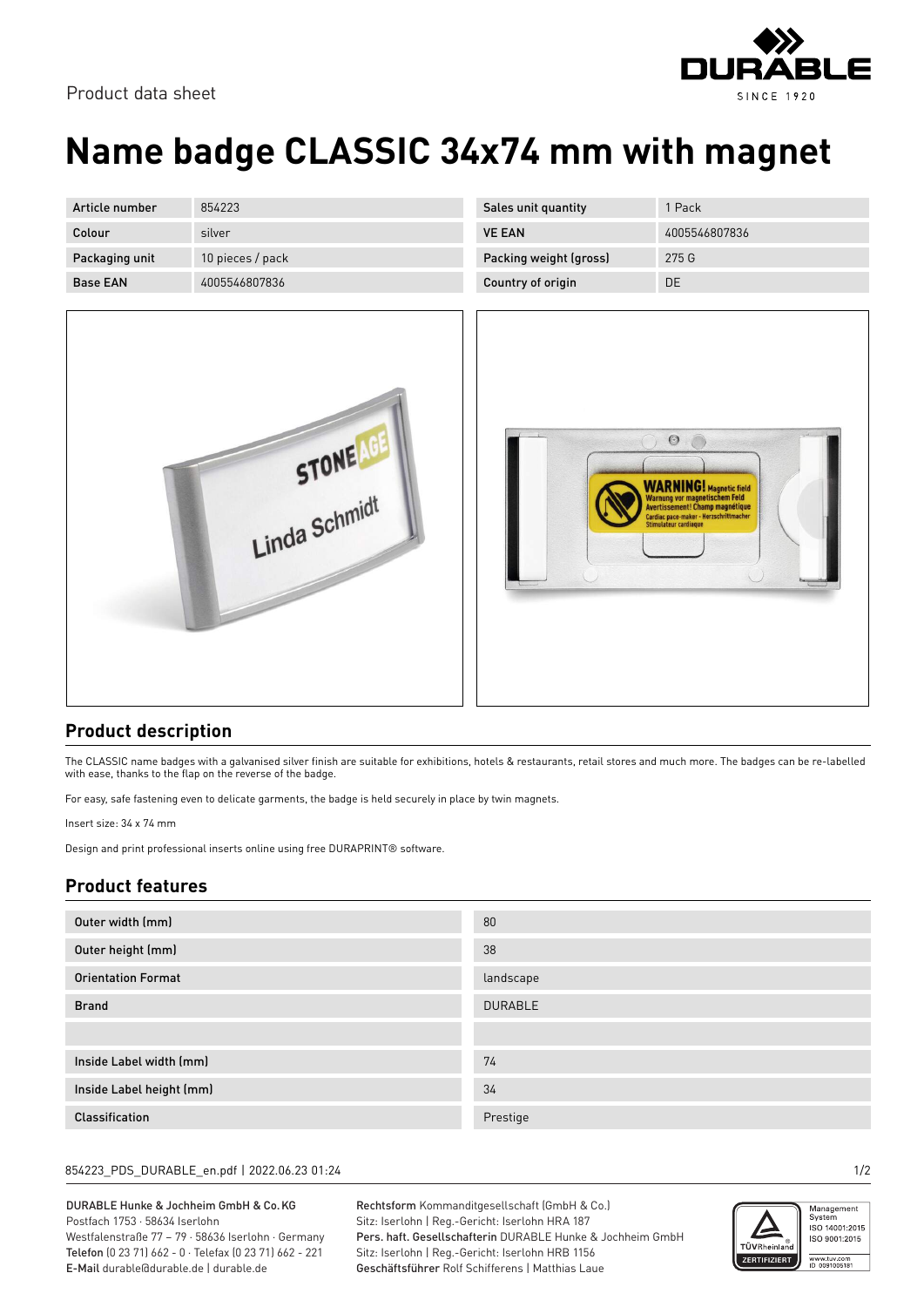Product data sheet

# Name badge CLASSIC 34x74 mm with magnet

| Article number | 854223 | Sales unit quantity | 1 Pack |
|---|---|---|---|
| Colour | silver | VE EAN | 4005546807836 |
| Packaging unit | 10 pieces / pack | Packing weight (gross) | 275 G |
| Base EAN | 4005546807836 | Country of origin | DE |

## Product description

The CLASSIC name badges with a galvanised silver finish are suitable for exhibitions, hotels & restaurants, retail stores and much more. The badges can be re-labelled with ease, thanks to the flap on the reverse of the badge.

For easy, safe fastening even to delicate garments, the badge is held securely in place by twin magnets.

Insert size: 34 x 74 mm

Design and print professional inserts online using free DURAPRINT® software.

## Product features

| | |
|---|---|
| Outer width (mm) | 80 |
| Outer height (mm) | 38 |
| Orientation Format | landscape |
| Brand | DURABLE |
| | |
| Inside Label width (mm) | 74 |
| Inside Label height (mm) | 34 |
| Classification | Prestige |

854223_PDS_DURABLE_en.pdf | 2022.06.23 01:24

DURABLE Hunke & Jochheim GmbH & Co. KG
Postfach 1753 · 58634 Iserlohn
Westfalenstraße 77 – 79 · 58636 Iserlohn · Germany
**Telefon** (0 23 71) 662 - 0 · Telefax (0 23 71) 662 - 221
**E-Mail** durable@durable.de | durable.de

**Rechtsform** Kommanditgesellschaft (GmbH & Co.)
Sitz: Iserlohn | Reg.-Gericht: Iserlohn HRA 187
**Pers. haft. Gesellschafterin** DURABLE Hunke & Jochheim GmbH
Sitz: Iserlohn | Reg.-Gericht: Iserlohn HRB 1156
**Geschäftsführer** Rolf Schifferens | Matthias Laue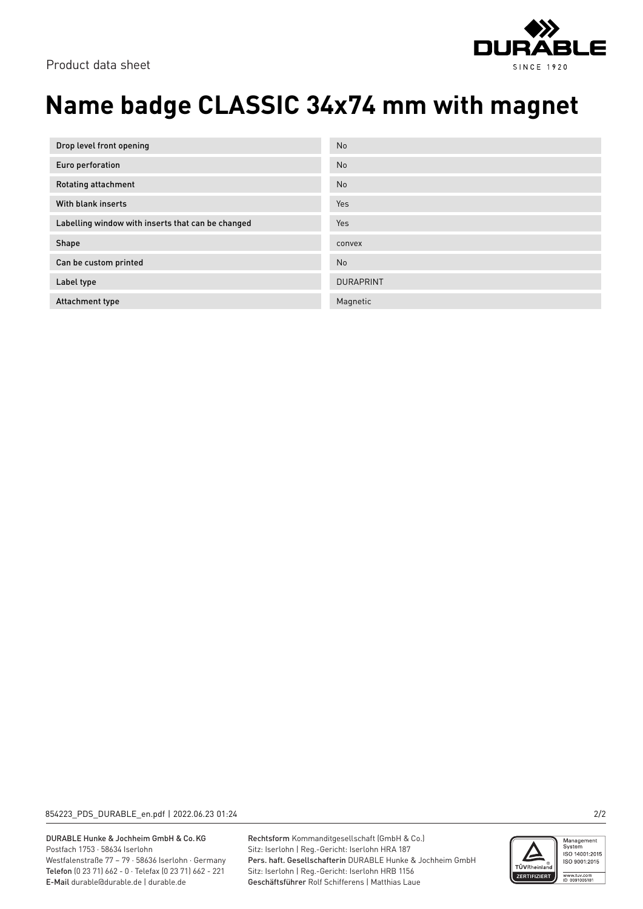# Name badge CLASSIC 34x74 mm with magnet

| | |
|---|---|
| Drop level front opening | No |
| Euro perforation | No |
| Rotating attachment | No |
| With blank inserts | Yes |
| Labelling window with inserts that can be changed | Yes |
| Shape | convex |
| Can be custom printed | No |
| Label type | DURAPRINT |
| Attachment type | Magnetic |

854223_PDS_DURABLE_en.pdf | 2022.06.23 01:24

DURABLE Hunke & Jochheim GmbH & Co. KG
Postfach 1753 · 58634 Iserlohn
Westfalenstraße 77 – 79 · 58636 Iserlohn · Germany
Telefon (0 23 71) 662 - 0 · Telefax (0 23 71) 662 - 221
E-Mail durable@durable.de | durable.de

Rechtsform Kommanditgesellschaft (GmbH & Co.)
Sitz: Iserlohn | Reg.-Gericht: Iserlohn HRA 187
Pers. haft. Gesellschafterin DURABLE Hunke & Jochheim GmbH
Sitz: Iserlohn | Reg.-Gericht: Iserlohn HRB 1156
Geschäftsführer Rolf Schifferens | Matthias Laue